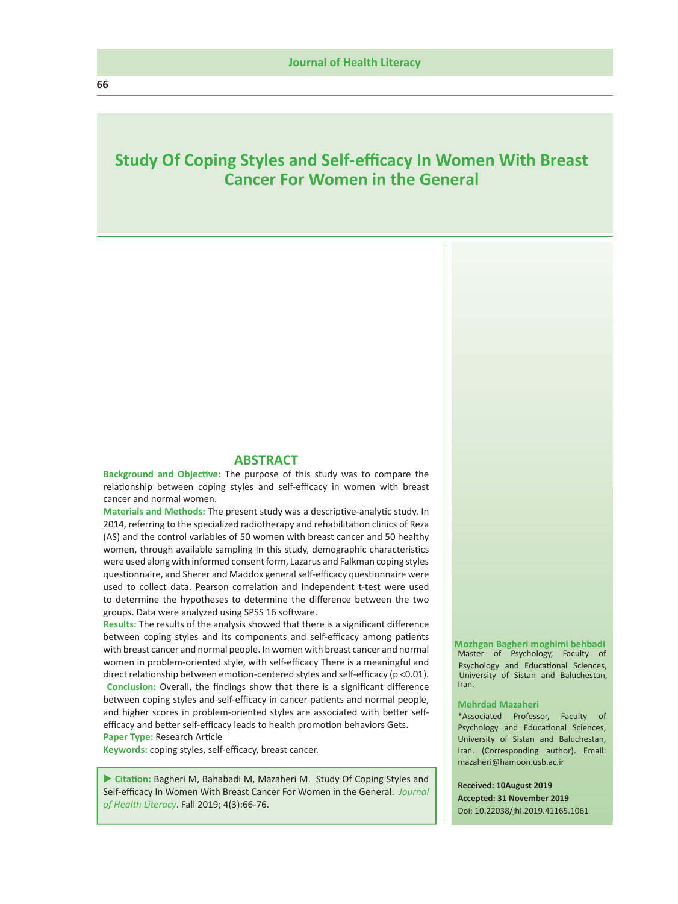# Study Of Coping Styles and Self-efficacy In Women With Breast Cancer For Women in the General

## ABSTRACT

**Background and Objective:** The purpose of this study was to compare the relationship between coping styles and self-efficacy in women with breast cancer and normal women.

**Materials and Methods:** The present study was a descriptive-analytic study. In 2014, referring to the specialized radiotherapy and rehabilitation clinics of Reza (AS) and the control variables of 50 women with breast cancer and 50 healthy women, through available sampling In this study, demographic characteristics were used along with informed consent form, Lazarus and Falkman coping styles questionnaire, and Sherer and Maddox general self-efficacy questionnaire were used to collect data. Pearson correlation and Independent t-test were used to determine the hypotheses to determine the difference between the two groups. Data were analyzed using SPSS 16 software.

**Results:** The results of the analysis showed that there is a significant difference between coping styles and its components and self-efficacy among patients with breast cancer and normal people. In women with breast cancer and normal women in problem-oriented style, with self-efficacy There is a meaningful and direct relationship between emotion-centered styles and self-efficacy ($p < 0.01$).

**Conclusion:** Overall, the findings show that there is a significant difference between coping styles and self-efficacy in cancer patients and normal people, and higher scores in problem-oriented styles are associated with better self-efficacy and better self-efficacy leads to health promotion behaviors Gets.

**Paper Type:** Research Article

**Keywords:** coping styles, self-efficacy, breast cancer.

▶ **Citation:** Bagheri M, Bahabadi M, Mazaheri M. Study Of Coping Styles and Self-efficacy In Women With Breast Cancer For Women in the General. *Journal of Health Literacy*. Fall 2019; 4(3):66-76.

**Mozhgan Bagheri moghimi behbadi**
Master of Psychology, Faculty of Psychology and Educational Sciences, University of Sistan and Baluchestan, Iran.

**Mehrdad Mazaheri**
*Associated Professor, Faculty of Psychology and Educational Sciences, University of Sistan and Baluchestan, Iran. (Corresponding author). Email: mazaheri@hamoon.usb.ac.ir

**Received: 10August 2019**
**Accepted: 31 November 2019**
Doi: 10.22038/jhl.2019.41165.1061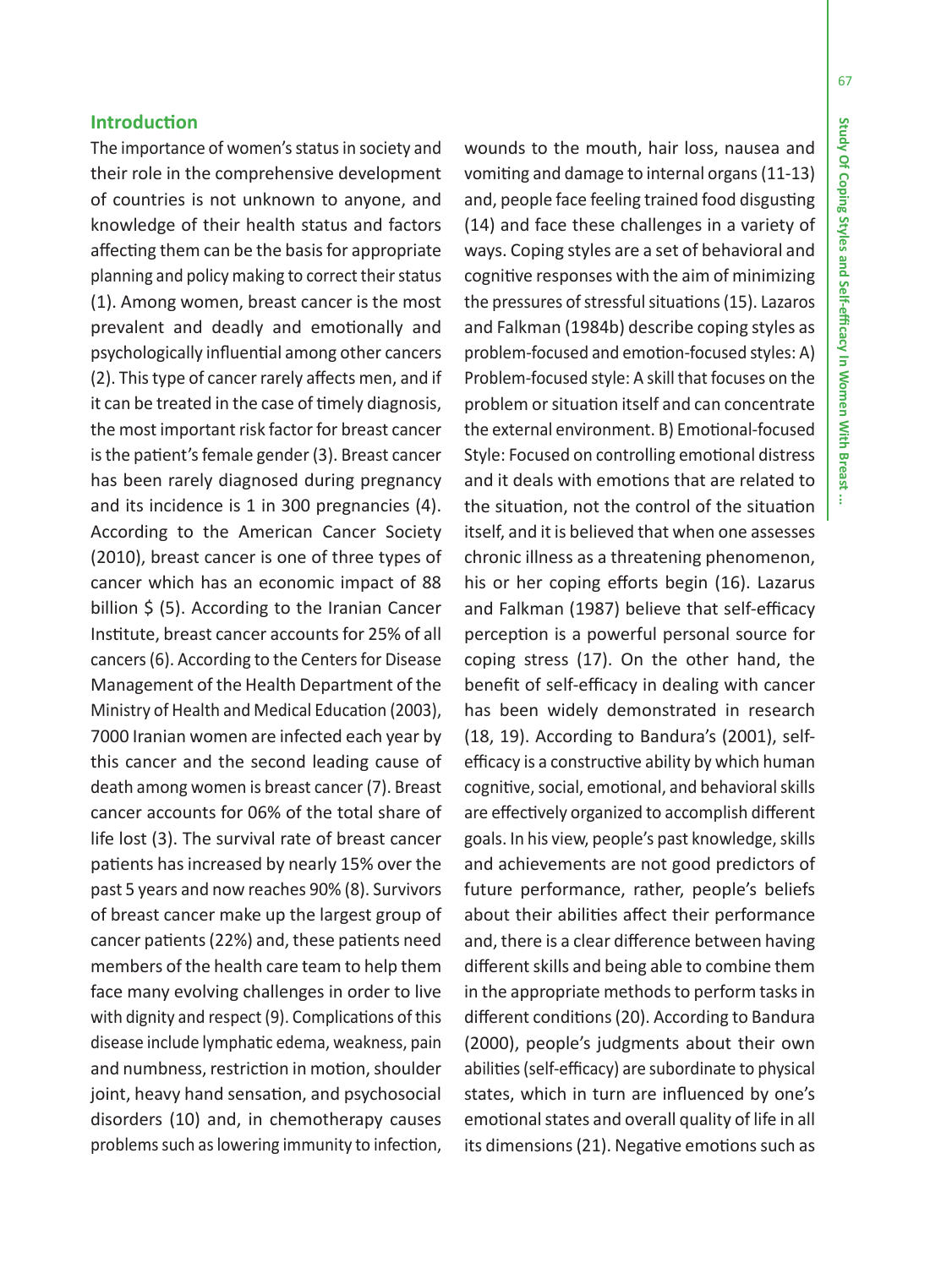## Introduction

The importance of women's status in society and their role in the comprehensive development of countries is not unknown to anyone, and knowledge of their health status and factors affecting them can be the basis for appropriate planning and policy making to correct their status (1). Among women, breast cancer is the most prevalent and deadly and emotionally and psychologically influential among other cancers (2). This type of cancer rarely affects men, and if it can be treated in the case of timely diagnosis, the most important risk factor for breast cancer is the patient's female gender (3). Breast cancer has been rarely diagnosed during pregnancy and its incidence is 1 in 300 pregnancies (4). According to the American Cancer Society (2010), breast cancer is one of three types of cancer which has an economic impact of 88 billion $ (5). According to the Iranian Cancer Institute, breast cancer accounts for 25% of all cancers (6). According to the Centers for Disease Management of the Health Department of the Ministry of Health and Medical Education (2003), 7000 Iranian women are infected each year by this cancer and the second leading cause of death among women is breast cancer (7). Breast cancer accounts for 06% of the total share of life lost (3). The survival rate of breast cancer patients has increased by nearly 15% over the past 5 years and now reaches 90% (8). Survivors of breast cancer make up the largest group of cancer patients (22%) and, these patients need members of the health care team to help them face many evolving challenges in order to live with dignity and respect (9). Complications of this disease include lymphatic edema, weakness, pain and numbness, restriction in motion, shoulder joint, heavy hand sensation, and psychosocial disorders (10) and, in chemotherapy causes problems such as lowering immunity to infection, wounds to the mouth, hair loss, nausea and vomiting and damage to internal organs (11-13) and, people face feeling trained food disgusting (14) and face these challenges in a variety of ways. Coping styles are a set of behavioral and cognitive responses with the aim of minimizing the pressures of stressful situations (15). Lazaros and Falkman (1984b) describe coping styles as problem-focused and emotion-focused styles: A) Problem-focused style: A skill that focuses on the problem or situation itself and can concentrate the external environment. B) Emotional-focused Style: Focused on controlling emotional distress and it deals with emotions that are related to the situation, not the control of the situation itself, and it is believed that when one assesses chronic illness as a threatening phenomenon, his or her coping efforts begin (16). Lazarus and Falkman (1987) believe that self-efficacy perception is a powerful personal source for coping stress (17). On the other hand, the benefit of self-efficacy in dealing with cancer has been widely demonstrated in research (18, 19). According to Bandura's (2001), self-efficacy is a constructive ability by which human cognitive, social, emotional, and behavioral skills are effectively organized to accomplish different goals. In his view, people's past knowledge, skills and achievements are not good predictors of future performance, rather, people's beliefs about their abilities affect their performance and, there is a clear difference between having different skills and being able to combine them in the appropriate methods to perform tasks in different conditions (20). According to Bandura (2000), people's judgments about their own abilities (self-efficacy) are subordinate to physical states, which in turn are influenced by one's emotional states and overall quality of life in all its dimensions (21). Negative emotions such as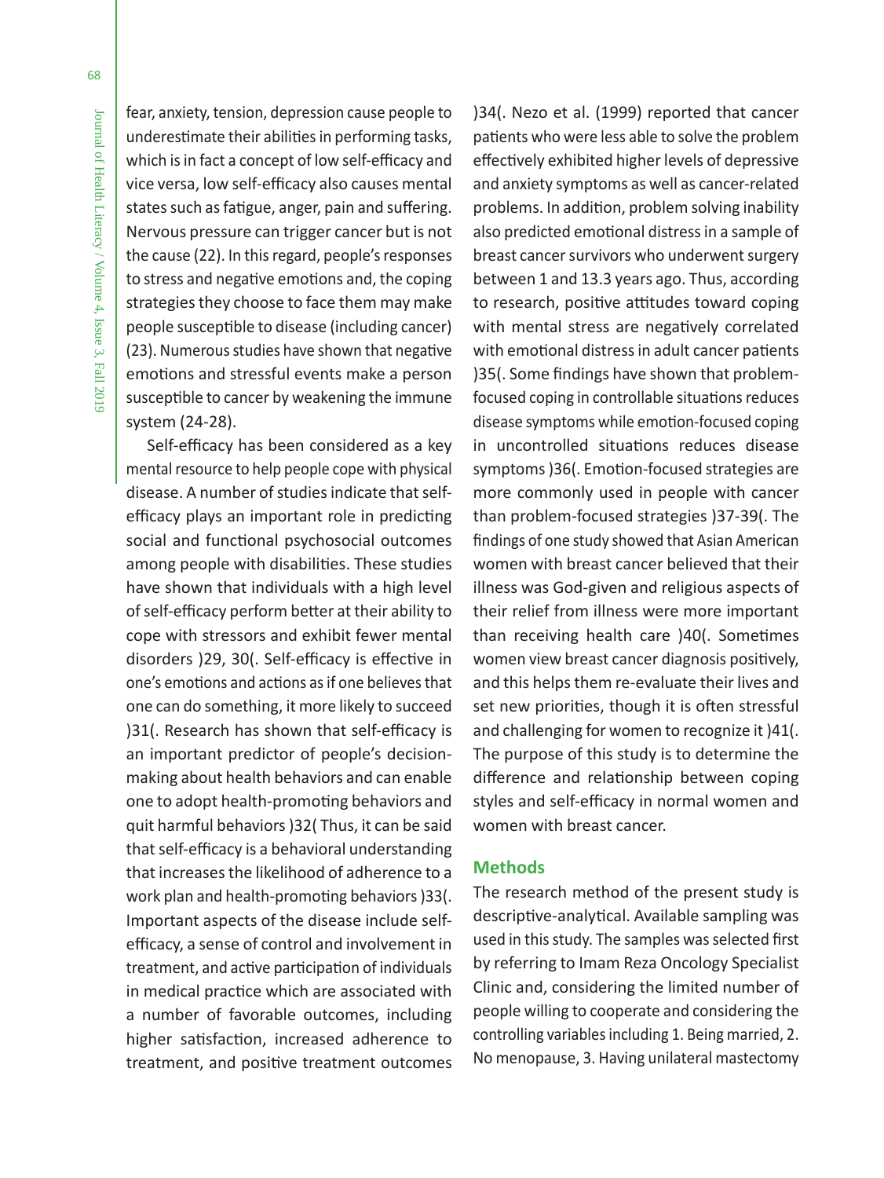fear, anxiety, tension, depression cause people to underestimate their abilities in performing tasks, which is in fact a concept of low self-efficacy and vice versa, low self-efficacy also causes mental states such as fatigue, anger, pain and suffering. Nervous pressure can trigger cancer but is not the cause (22). In this regard, people's responses to stress and negative emotions and, the coping strategies they choose to face them may make people susceptible to disease (including cancer) (23). Numerous studies have shown that negative emotions and stressful events make a person susceptible to cancer by weakening the immune system (24-28).

Self-efficacy has been considered as a key mental resource to help people cope with physical disease. A number of studies indicate that self-efficacy plays an important role in predicting social and functional psychosocial outcomes among people with disabilities. These studies have shown that individuals with a high level of self-efficacy perform better at their ability to cope with stressors and exhibit fewer mental disorders )29, 30(. Self-efficacy is effective in one's emotions and actions as if one believes that one can do something, it more likely to succeed )31(. Research has shown that self-efficacy is an important predictor of people's decision-making about health behaviors and can enable one to adopt health-promoting behaviors and quit harmful behaviors )32( Thus, it can be said that self-efficacy is a behavioral understanding that increases the likelihood of adherence to a work plan and health-promoting behaviors )33(. Important aspects of the disease include self-efficacy, a sense of control and involvement in treatment, and active participation of individuals in medical practice which are associated with a number of favorable outcomes, including higher satisfaction, increased adherence to treatment, and positive treatment outcomes )34(. Nezo et al. (1999) reported that cancer patients who were less able to solve the problem effectively exhibited higher levels of depressive and anxiety symptoms as well as cancer-related problems. In addition, problem solving inability also predicted emotional distress in a sample of breast cancer survivors who underwent surgery between 1 and 13.3 years ago. Thus, according to research, positive attitudes toward coping with mental stress are negatively correlated with emotional distress in adult cancer patients )35(. Some findings have shown that problem-focused coping in controllable situations reduces disease symptoms while emotion-focused coping in uncontrolled situations reduces disease symptoms )36(. Emotion-focused strategies are more commonly used in people with cancer than problem-focused strategies )37-39(. The findings of one study showed that Asian American women with breast cancer believed that their illness was God-given and religious aspects of their relief from illness were more important than receiving health care )40(. Sometimes women view breast cancer diagnosis positively, and this helps them re-evaluate their lives and set new priorities, though it is often stressful and challenging for women to recognize it )41(. The purpose of this study is to determine the difference and relationship between coping styles and self-efficacy in normal women and women with breast cancer.

## Methods

The research method of the present study is descriptive-analytical. Available sampling was used in this study. The samples was selected first by referring to Imam Reza Oncology Specialist Clinic and, considering the limited number of people willing to cooperate and considering the controlling variables including 1. Being married, 2. No menopause, 3. Having unilateral mastectomy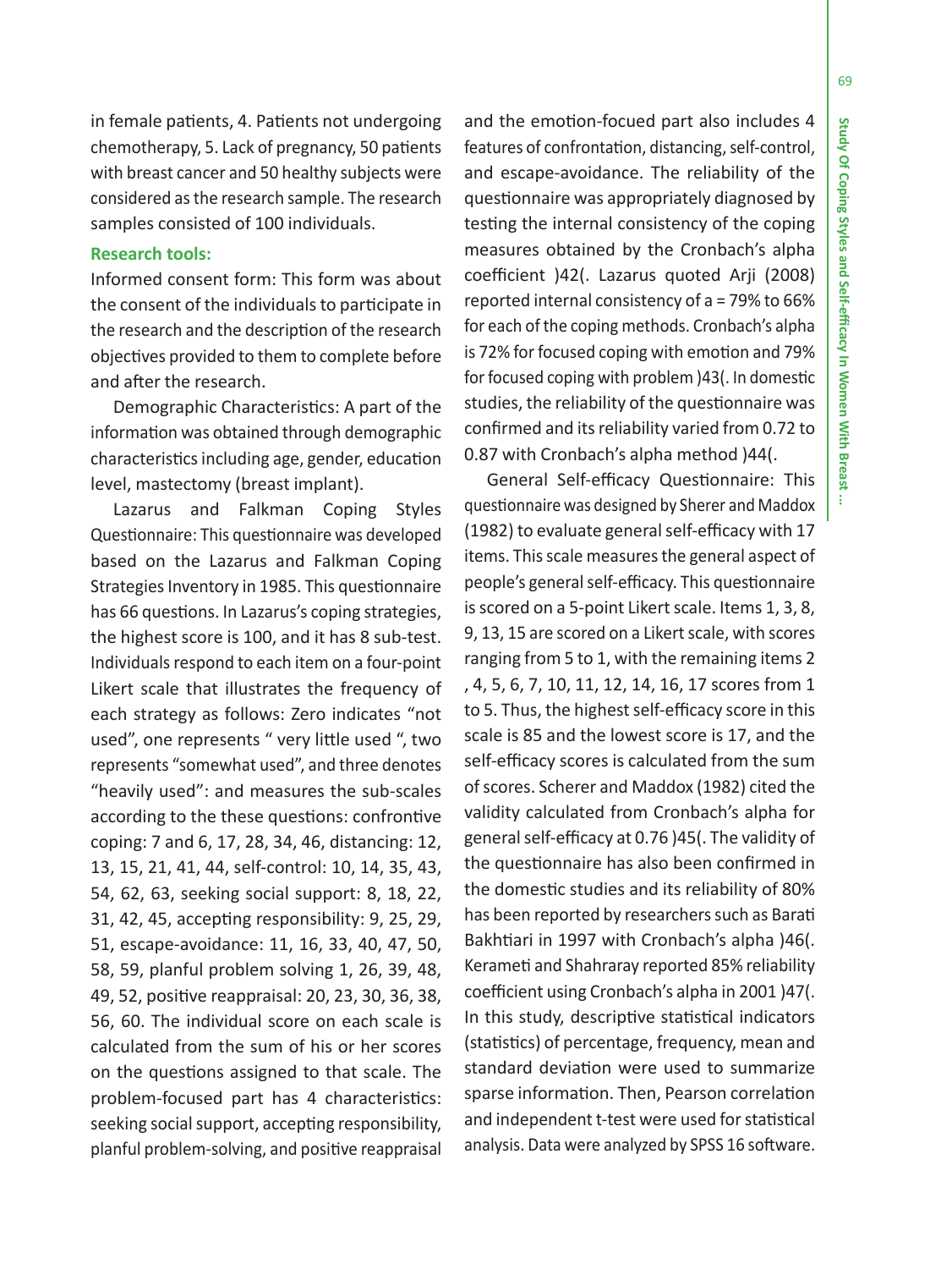in female patients, 4. Patients not undergoing chemotherapy, 5. Lack of pregnancy, 50 patients with breast cancer and 50 healthy subjects were considered as the research sample. The research samples consisted of 100 individuals.

**Research tools:**

Informed consent form: This form was about the consent of the individuals to participate in the research and the description of the research objectives provided to them to complete before and after the research.

Demographic Characteristics: A part of the information was obtained through demographic characteristics including age, gender, education level, mastectomy (breast implant).

Lazarus and Falkman Coping Styles Questionnaire: This questionnaire was developed based on the Lazarus and Falkman Coping Strategies Inventory in 1985. This questionnaire has 66 questions. In Lazarus's coping strategies, the highest score is 100, and it has 8 sub-test. Individuals respond to each item on a four-point Likert scale that illustrates the frequency of each strategy as follows: Zero indicates "not used", one represents " very little used ", two represents "somewhat used", and three denotes "heavily used": and measures the sub-scales according to the these questions: confrontive coping: 7 and 6, 17, 28, 34, 46, distancing: 12, 13, 15, 21, 41, 44, self-control: 10, 14, 35, 43, 54, 62, 63, seeking social support: 8, 18, 22, 31, 42, 45, accepting responsibility: 9, 25, 29, 51, escape-avoidance: 11, 16, 33, 40, 47, 50, 58, 59, planful problem solving 1, 26, 39, 48, 49, 52, positive reappraisal: 20, 23, 30, 36, 38, 56, 60. The individual score on each scale is calculated from the sum of his or her scores on the questions assigned to that scale. The problem-focused part has 4 characteristics: seeking social support, accepting responsibility, planful problem-solving, and positive reappraisal and the emotion-focued part also includes 4 features of confrontation, distancing, self-control, and escape-avoidance. The reliability of the questionnaire was appropriately diagnosed by testing the internal consistency of the coping measures obtained by the Cronbach's alpha coefficient )42(. Lazarus quoted Arji (2008) reported internal consistency of a = 79% to 66% for each of the coping methods. Cronbach's alpha is 72% for focused coping with emotion and 79% for focused coping with problem )43(. In domestic studies, the reliability of the questionnaire was confirmed and its reliability varied from 0.72 to 0.87 with Cronbach's alpha method )44(.

General Self-efficacy Questionnaire: This questionnaire was designed by Sherer and Maddox (1982) to evaluate general self-efficacy with 17 items. This scale measures the general aspect of people's general self-efficacy. This questionnaire is scored on a 5-point Likert scale. Items 1, 3, 8, 9, 13, 15 are scored on a Likert scale, with scores ranging from 5 to 1, with the remaining items 2 , 4, 5, 6, 7, 10, 11, 12, 14, 16, 17 scores from 1 to 5. Thus, the highest self-efficacy score in this scale is 85 and the lowest score is 17, and the self-efficacy scores is calculated from the sum of scores. Scherer and Maddox (1982) cited the validity calculated from Cronbach's alpha for general self-efficacy at 0.76 )45(. The validity of the questionnaire has also been confirmed in the domestic studies and its reliability of 80% has been reported by researchers such as Barati Bakhtiari in 1997 with Cronbach's alpha )46(. Kerameti and Shahraray reported 85% reliability coefficient using Cronbach's alpha in 2001 )47(. In this study, descriptive statistical indicators (statistics) of percentage, frequency, mean and standard deviation were used to summarize sparse information. Then, Pearson correlation and independent t-test were used for statistical analysis. Data were analyzed by SPSS 16 software.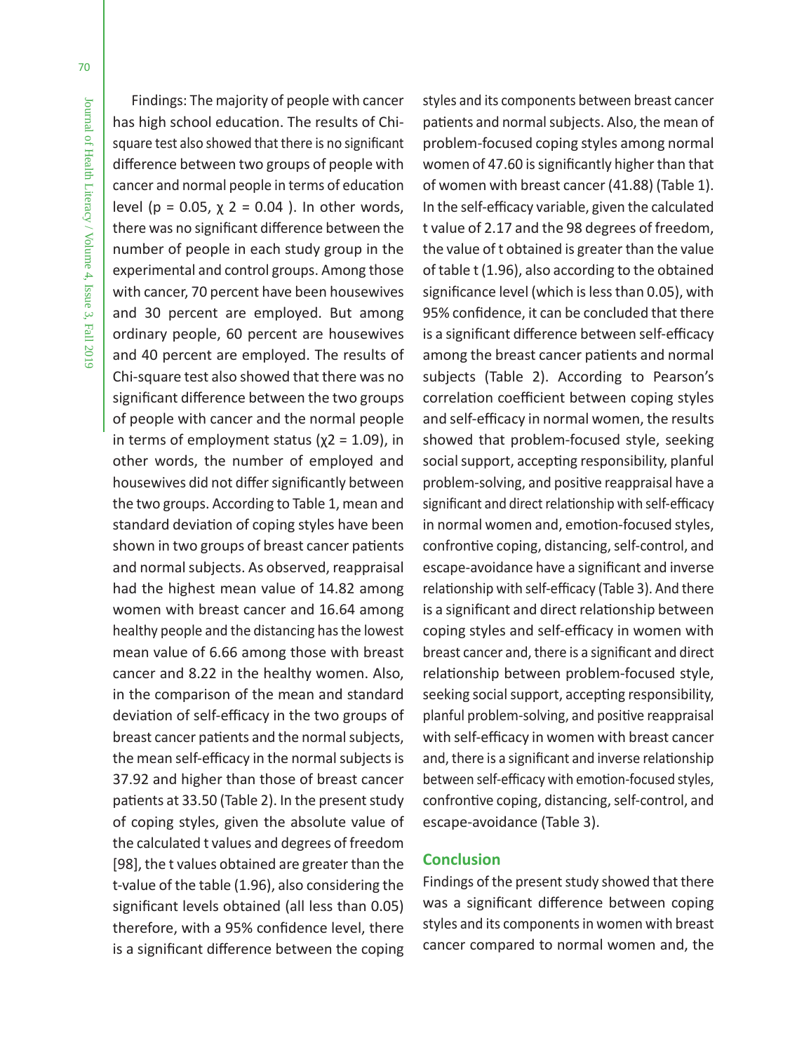Findings: The majority of people with cancer has high school education. The results of Chi-square test also showed that there is no significant difference between two groups of people with cancer and normal people in terms of education level ($p = 0.05$, $\chi^2 = 0.04$ ). In other words, there was no significant difference between the number of people in each study group in the experimental and control groups. Among those with cancer, 70 percent have been housewives and 30 percent are employed. But among ordinary people, 60 percent are housewives and 40 percent are employed. The results of Chi-square test also showed that there was no significant difference between the two groups of people with cancer and the normal people in terms of employment status ($\chi^2 = 1.09$), in other words, the number of employed and housewives did not differ significantly between the two groups. According to Table 1, mean and standard deviation of coping styles have been shown in two groups of breast cancer patients and normal subjects. As observed, reappraisal had the highest mean value of 14.82 among women with breast cancer and 16.64 among healthy people and the distancing has the lowest mean value of 6.66 among those with breast cancer and 8.22 in the healthy women. Also, in the comparison of the mean and standard deviation of self-efficacy in the two groups of breast cancer patients and the normal subjects, the mean self-efficacy in the normal subjects is 37.92 and higher than those of breast cancer patients at 33.50 (Table 2). In the present study of coping styles, given the absolute value of the calculated t values and degrees of freedom [98], the t values obtained are greater than the t-value of the table (1.96), also considering the significant levels obtained (all less than 0.05) therefore, with a 95% confidence level, there is a significant difference between the coping styles and its components between breast cancer patients and normal subjects. Also, the mean of problem-focused coping styles among normal women of 47.60 is significantly higher than that of women with breast cancer (41.88) (Table 1). In the self-efficacy variable, given the calculated t value of 2.17 and the 98 degrees of freedom, the value of t obtained is greater than the value of table t (1.96), also according to the obtained significance level (which is less than 0.05), with 95% confidence, it can be concluded that there is a significant difference between self-efficacy among the breast cancer patients and normal subjects (Table 2). According to Pearson's correlation coefficient between coping styles and self-efficacy in normal women, the results showed that problem-focused style, seeking social support, accepting responsibility, planful problem-solving, and positive reappraisal have a significant and direct relationship with self-efficacy in normal women and, emotion-focused styles, confrontive coping, distancing, self-control, and escape-avoidance have a significant and inverse relationship with self-efficacy (Table 3). And there is a significant and direct relationship between coping styles and self-efficacy in women with breast cancer and, there is a significant and direct relationship between problem-focused style, seeking social support, accepting responsibility, planful problem-solving, and positive reappraisal with self-efficacy in women with breast cancer and, there is a significant and inverse relationship between self-efficacy with emotion-focused styles, confrontive coping, distancing, self-control, and escape-avoidance (Table 3).

## Conclusion

Findings of the present study showed that there was a significant difference between coping styles and its components in women with breast cancer compared to normal women and, the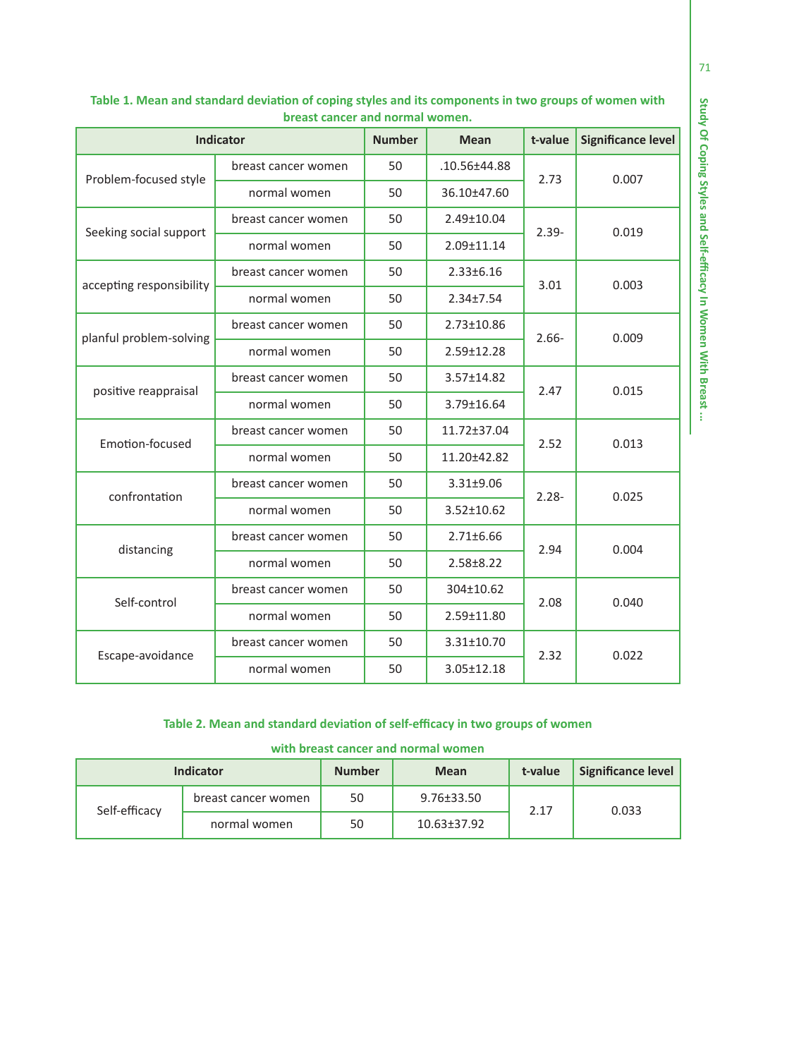**Table 1. Mean and standard deviation of coping styles and its components in two groups of women with breast cancer and normal women.**

| Indicator | | Number | Mean | t-value | Significance level |
|---|---|---|---|---|---|
| Problem-focused style | breast cancer women | 50 | .10.56±44.88 | 2.73 | 0.007 |
| | normal women | 50 | 36.10±47.60 | | |
| Seeking social support | breast cancer women | 50 | 2.49±10.04 | 2.39- | 0.019 |
| | normal women | 50 | 2.09±11.14 | | |
| accepting responsibility | breast cancer women | 50 | 2.33±6.16 | 3.01 | 0.003 |
| | normal women | 50 | 2.34±7.54 | | |
| planful problem-solving | breast cancer women | 50 | 2.73±10.86 | 2.66- | 0.009 |
| | normal women | 50 | 2.59±12.28 | | |
| positive reappraisal | breast cancer women | 50 | 3.57±14.82 | 2.47 | 0.015 |
| | normal women | 50 | 3.79±16.64 | | |
| Emotion-focused | breast cancer women | 50 | 11.72±37.04 | 2.52 | 0.013 |
| | normal women | 50 | 11.20±42.82 | | |
| confrontation | breast cancer women | 50 | 3.31±9.06 | 2.28- | 0.025 |
| | normal women | 50 | 3.52±10.62 | | |
| distancing | breast cancer women | 50 | 2.71±6.66 | 2.94 | 0.004 |
| | normal women | 50 | 2.58±8.22 | | |
| Self-control | breast cancer women | 50 | 304±10.62 | 2.08 | 0.040 |
| | normal women | 50 | 2.59±11.80 | | |
| Escape-avoidance | breast cancer women | 50 | 3.31±10.70 | 2.32 | 0.022 |
| | normal women | 50 | 3.05±12.18 | | |

**Table 2. Mean and standard deviation of self-efficacy in two groups of women with breast cancer and normal women**

| Indicator | | Number | Mean | t-value | Significance level |
|---|---|---|---|---|---|
| Self-efficacy | breast cancer women | 50 | 9.76±33.50 | 2.17 | 0.033 |
| | normal women | 50 | 10.63±37.92 | | |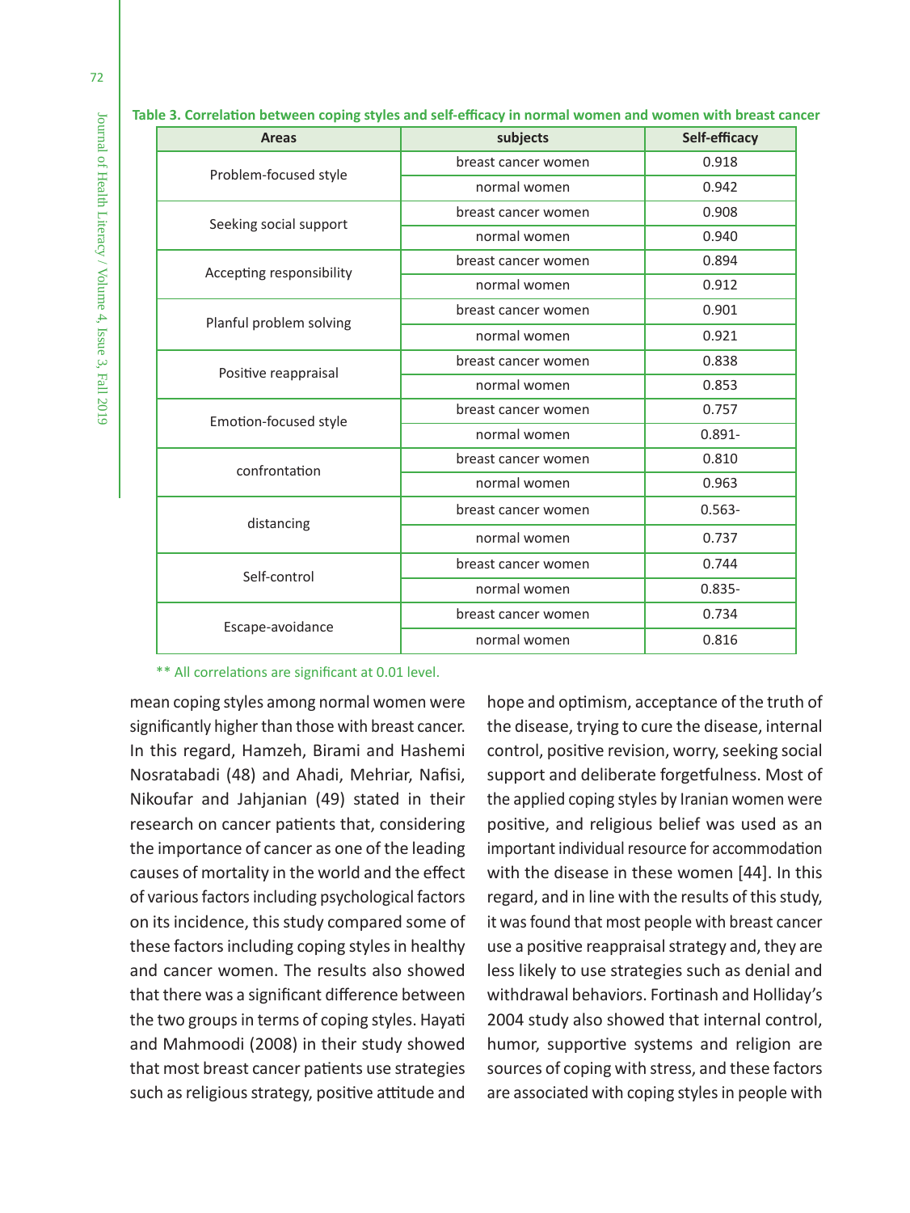**Table 3. Correlation between coping styles and self-efficacy in normal women and women with breast cancer**

| Areas | subjects | Self-efficacy |
|---|---|---|
| Problem-focused style | breast cancer women | 0.918 |
| | normal women | 0.942 |
| Seeking social support | breast cancer women | 0.908 |
| | normal women | 0.940 |
| Accepting responsibility | breast cancer women | 0.894 |
| | normal women | 0.912 |
| Planful problem solving | breast cancer women | 0.901 |
| | normal women | 0.921 |
| Positive reappraisal | breast cancer women | 0.838 |
| | normal women | 0.853 |
| Emotion-focused style | breast cancer women | 0.757 |
| | normal women | 0.891- |
| confrontation | breast cancer women | 0.810 |
| | normal women | 0.963 |
| distancing | breast cancer women | 0.563- |
| | normal women | 0.737 |
| Self-control | breast cancer women | 0.744 |
| | normal women | 0.835- |
| Escape-avoidance | breast cancer women | 0.734 |
| | normal women | 0.816 |

** All correlations are significant at 0.01 level.

mean coping styles among normal women were significantly higher than those with breast cancer. In this regard, Hamzeh, Birami and Hashemi Nosratabadi (48) and Ahadi, Mehriar, Nafisi, Nikoufar and Jahjanian (49) stated in their research on cancer patients that, considering the importance of cancer as one of the leading causes of mortality in the world and the effect of various factors including psychological factors on its incidence, this study compared some of these factors including coping styles in healthy and cancer women. The results also showed that there was a significant difference between the two groups in terms of coping styles. Hayati and Mahmoodi (2008) in their study showed that most breast cancer patients use strategies such as religious strategy, positive attitude and hope and optimism, acceptance of the truth of the disease, trying to cure the disease, internal control, positive revision, worry, seeking social support and deliberate forgetfulness. Most of the applied coping styles by Iranian women were positive, and religious belief was used as an important individual resource for accommodation with the disease in these women [44]. In this regard, and in line with the results of this study, it was found that most people with breast cancer use a positive reappraisal strategy and, they are less likely to use strategies such as denial and withdrawal behaviors. Fortinash and Holliday's 2004 study also showed that internal control, humor, supportive systems and religion are sources of coping with stress, and these factors are associated with coping styles in people with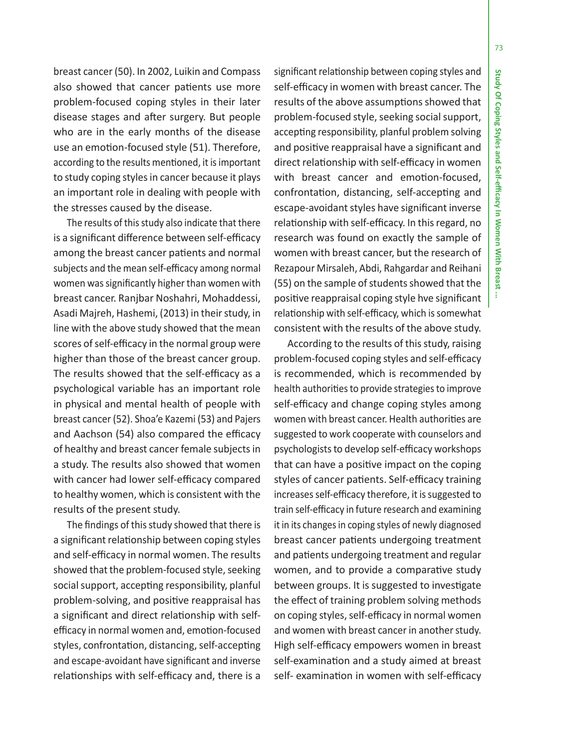breast cancer (50). In 2002, Luikin and Compass also showed that cancer patients use more problem-focused coping styles in their later disease stages and after surgery. But people who are in the early months of the disease use an emotion-focused style (51). Therefore, according to the results mentioned, it is important to study coping styles in cancer because it plays an important role in dealing with people with the stresses caused by the disease.

The results of this study also indicate that there is a significant difference between self-efficacy among the breast cancer patients and normal subjects and the mean self-efficacy among normal women was significantly higher than women with breast cancer. Ranjbar Noshahri, Mohaddessi, Asadi Majreh, Hashemi, (2013) in their study, in line with the above study showed that the mean scores of self-efficacy in the normal group were higher than those of the breast cancer group. The results showed that the self-efficacy as a psychological variable has an important role in physical and mental health of people with breast cancer (52). Shoa'e Kazemi (53) and Pajers and Aachson (54) also compared the efficacy of healthy and breast cancer female subjects in a study. The results also showed that women with cancer had lower self-efficacy compared to healthy women, which is consistent with the results of the present study.

The findings of this study showed that there is a significant relationship between coping styles and self-efficacy in normal women. The results showed that the problem-focused style, seeking social support, accepting responsibility, planful problem-solving, and positive reappraisal has a significant and direct relationship with self-efficacy in normal women and, emotion-focused styles, confrontation, distancing, self-accepting and escape-avoidant have significant and inverse relationships with self-efficacy and, there is a significant relationship between coping styles and self-efficacy in women with breast cancer. The results of the above assumptions showed that problem-focused style, seeking social support, accepting responsibility, planful problem solving and positive reappraisal have a significant and direct relationship with self-efficacy in women with breast cancer and emotion-focused, confrontation, distancing, self-accepting and escape-avoidant styles have significant inverse relationship with self-efficacy. In this regard, no research was found on exactly the sample of women with breast cancer, but the research of Rezapour Mirsaleh, Abdi, Rahgardar and Reihani (55) on the sample of students showed that the positive reappraisal coping style hve significant relationship with self-efficacy, which is somewhat consistent with the results of the above study.

According to the results of this study, raising problem-focused coping styles and self-efficacy is recommended, which is recommended by health authorities to provide strategies to improve self-efficacy and change coping styles among women with breast cancer. Health authorities are suggested to work cooperate with counselors and psychologists to develop self-efficacy workshops that can have a positive impact on the coping styles of cancer patients. Self-efficacy training increases self-efficacy therefore, it is suggested to train self-efficacy in future research and examining it in its changes in coping styles of newly diagnosed breast cancer patients undergoing treatment and patients undergoing treatment and regular women, and to provide a comparative study between groups. It is suggested to investigate the effect of training problem solving methods on coping styles, self-efficacy in normal women and women with breast cancer in another study. High self-efficacy empowers women in breast self-examination and a study aimed at breast self- examination in women with self-efficacy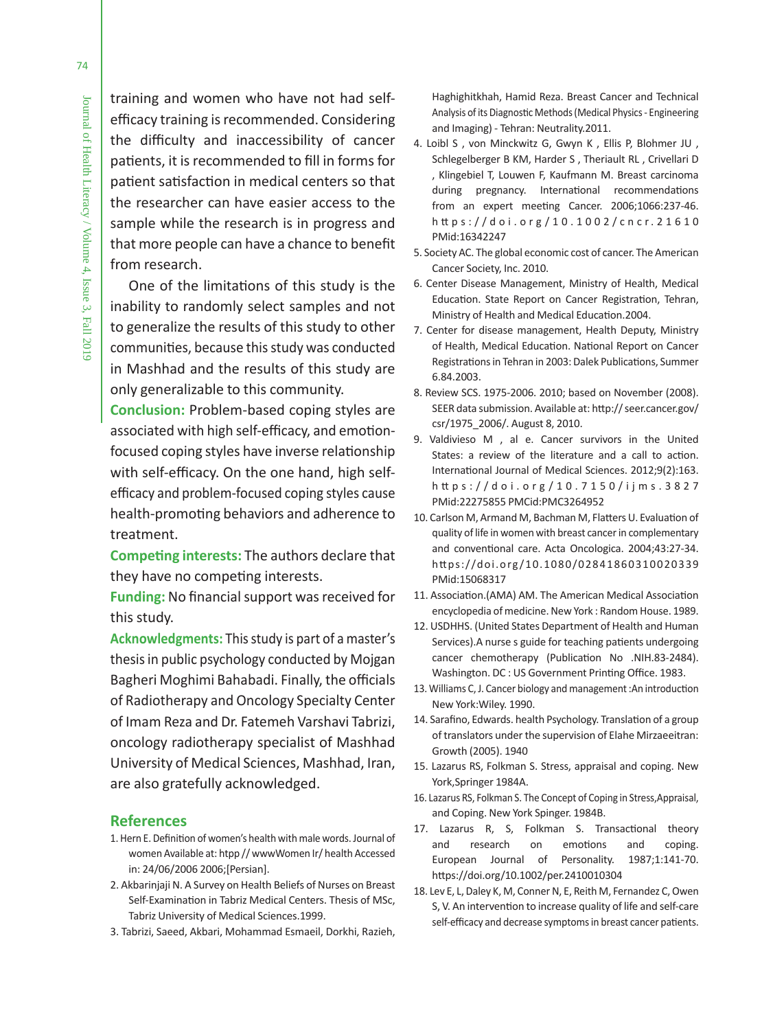training and women who have not had self-efficacy training is recommended. Considering the difficulty and inaccessibility of cancer patients, it is recommended to fill in forms for patient satisfaction in medical centers so that the researcher can have easier access to the sample while the research is in progress and that more people can have a chance to benefit from research.

One of the limitations of this study is the inability to randomly select samples and not to generalize the results of this study to other communities, because this study was conducted in Mashhad and the results of this study are only generalizable to this community.

**Conclusion:** Problem-based coping styles are associated with high self-efficacy, and emotion-focused coping styles have inverse relationship with self-efficacy. On the one hand, high self-efficacy and problem-focused coping styles cause health-promoting behaviors and adherence to treatment.

**Competing interests:** The authors declare that they have no competing interests.

**Funding:** No financial support was received for this study.

**Acknowledgments:** This study is part of a master's thesis in public psychology conducted by Mojgan Bagheri Moghimi Bahabadi. Finally, the officials of Radiotherapy and Oncology Specialty Center of Imam Reza and Dr. Fatemeh Varshavi Tabrizi, oncology radiotherapy specialist of Mashhad University of Medical Sciences, Mashhad, Iran, are also gratefully acknowledged.

## References

1. Hern E. Definition of women's health with male words. Journal of women Available at: htpp // wwwWomen Ir/ health Accessed in: 24/06/2006 2006;[Persian].
2. Akbarinjaji N. A Survey on Health Beliefs of Nurses on Breast Self-Examination in Tabriz Medical Centers. Thesis of MSc, Tabriz University of Medical Sciences.1999.
3. Tabrizi, Saeed, Akbari, Mohammad Esmaeil, Dorkhi, Razieh, Haghighitkhah, Hamid Reza. Breast Cancer and Technical Analysis of its Diagnostic Methods (Medical Physics - Engineering and Imaging) - Tehran: Neutrality.2011.
4. Loibl S , von Minckwitz G, Gwyn K , Ellis P, Blohmer JU , Schlegelberger B KM, Harder S , Theriault RL , Crivellari D , Klingebiel T, Louwen F, Kaufmann M. Breast carcinoma during pregnancy. International recommendations from an expert meeting Cancer. 2006;1066:237-46. https://doi.org/10.1002/cncr.21610 PMid:16342247
5. Society AC. The global economic cost of cancer. The American Cancer Society, Inc. 2010.
6. Center Disease Management, Ministry of Health, Medical Education. State Report on Cancer Registration, Tehran, Ministry of Health and Medical Education.2004.
7. Center for disease management, Health Deputy, Ministry of Health, Medical Education. National Report on Cancer Registrations in Tehran in 2003: Dalek Publications, Summer 6.84.2003.
8. Review SCS. 1975-2006. 2010; based on November (2008). SEER data submission. Available at: http:// seer.cancer.gov/csr/1975_2006/. August 8, 2010.
9. Valdivieso M , al e. Cancer survivors in the United States: a review of the literature and a call to action. International Journal of Medical Sciences. 2012;9(2):163. https://doi.org/10.7150/ijms.3827 PMid:22275855 PMCid:PMC3264952
10. Carlson M, Armand M, Bachman M, Flatters U. Evaluation of quality of life in women with breast cancer in complementary and conventional care. Acta Oncologica. 2004;43:27-34. https://doi.org/10.1080/02841860310020339 PMid:15068317
11. Association.(AMA) AM. The American Medical Association encyclopedia of medicine. New York : Random House. 1989.
12. USDHHS. (United States Department of Health and Human Services).A nurse s guide for teaching patients undergoing cancer chemotherapy (Publication No .NIH.83-2484). Washington. DC : US Government Printing Office. 1983.
13. Williams C, J. Cancer biology and management :An introduction New York:Wiley. 1990.
14. Sarafino, Edwards. health Psychology. Translation of a group of translators under the supervision of Elahe Mirzaeeitran: Growth (2005). 1940
15. Lazarus RS, Folkman S. Stress, appraisal and coping. New York,Springer 1984A.
16. Lazarus RS, Folkman S. The Concept of Coping in Stress,Appraisal, and Coping. New York Spinger. 1984B.
17. Lazarus R, S, Folkman S. Transactional theory and research on emotions and coping. European Journal of Personality. 1987;1:141-70. https://doi.org/10.1002/per.2410010304
18. Lev E, L, Daley K, M, Conner N, E, Reith M, Fernandez C, Owen S, V. An intervention to increase quality of life and self-care self-efficacy and decrease symptoms in breast cancer patients.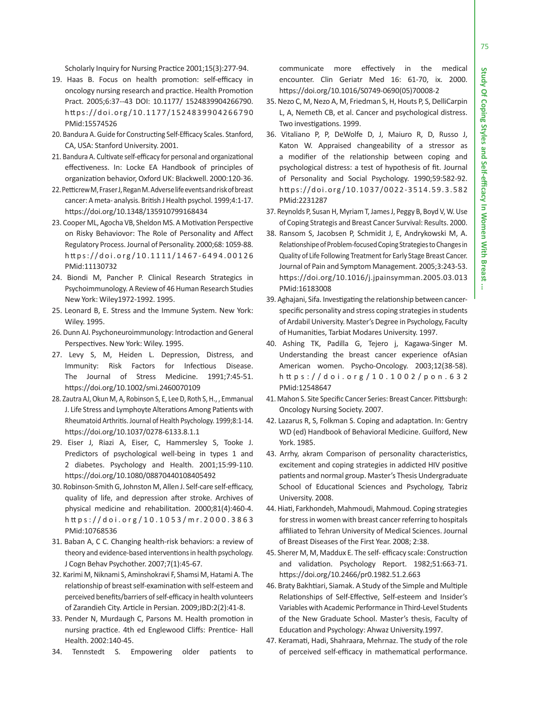Scholarly Inquiry for Nursing Practice 2001;15(3):277-94.

19. Haas B. Focus on health promotion: self-efficacy in oncology nursing research and practice. Health Promotion Pract. 2005;6:37--43 DOI: 10.1177/ 1524839904266790. https://doi.org/10.1177/1524839904266790 PMid:15574526
20. Bandura A. Guide for Constructing Self-Efficacy Scales. Stanford, CA, USA: Stanford University. 2001.
21. Bandura A. Cultivate self-efficacy for personal and organizational effectiveness. In: Locke EA Handbook of principles of organization behavior, Oxford UK: Blackwell. 2000:120-36.
22. Petticrew M, Fraser J, Regan M. Adverse life events and risk of breast cancer: A meta- analysis. British J Health psychol. 1999;4:1-17. https://doi.org/10.1348/135910799168434
23. Cooper ML, Agocha VB, Sheldon MS. A Motivation Perspective on Risky Behaviovor: The Role of Personality and Affect Regulatory Process. Journal of Personality. 2000;68: 1059-88. https://doi.org/10.1111/1467-6494.00126 PMid:11130732
24. Biondi M, Pancher P. Clinical Research Strategics in Psychoimmunology. A Review of 46 Human Research Studies New York: Wiley1972-1992. 1995.
25. Leonard B, E. Stress and the Immune System. New York: Wiley. 1995.
26. Dunn AJ. Psychoneuroimmunology: Introdaction and General Perspectives. New York: Wiley. 1995.
27. Levy S, M, Heiden L. Depression, Distress, and Immunity: Risk Factors for Infectious Disease. The Journal of Stress Medicine. 1991;7:45-51. https://doi.org/10.1002/smi.2460070109
28. Zautra AJ, Okun M, A, Robinson S, E, Lee D, Roth S, H., , Emmanual J. Life Stress and Lymphoyte Alterations Among Patients with Rheumatoid Arthritis. Journal of Health Psychology. 1999;8:1-14. https://doi.org/10.1037/0278-6133.8.1.1
29. Eiser J, Riazi A, Eiser, C, Hammersley S, Tooke J. Predictors of psychological well-being in types 1 and 2 diabetes. Psychology and Health. 2001;15:99-110. https://doi.org/10.1080/08870440108405492
30. Robinson-Smith G, Johnston M, Allen J. Self-care self-efficacy, quality of life, and depression after stroke. Archives of physical medicine and rehabilitation. 2000;81(4):460-4. https://doi.org/10.1053/mr.2000.3863 PMid:10768536
31. Baban A, C C. Changing health-risk behaviors: a review of theory and evidence-based interventions in health psychology. J Cogn Behav Psychother. 2007;7(1):45-67.
32. Karimi M, Niknami S, Aminshokravi F, Shamsi M, Hatami A. The relationship of breast self-examination with self-esteem and perceived benefits/barriers of self-efficacy in health volunteers of Zarandieh City. Article in Persian. 2009;JBD:2(2):41-8.
33. Pender N, Murdaugh C, Parsons M. Health promotion in nursing practice. 4th ed Englewood Cliffs: Prentice- Hall Health. 2002:140-45.
34. Tennstedt S. Empowering older patients to communicate more effectively in the medical encounter. Clin Geriatr Med 16: 61-70, ix. 2000. https://doi.org/10.1016/S0749-0690(05)70008-2
35. Nezo C, M, Nezo A, M, Friedman S, H, Houts P, S, DelliCarpin L, A, Nemeth CB, et al. Cancer and psychological distress. Two investigations. 1999.
36. Vitaliano P, P, DeWolfe D, J, Maiuro R, D, Russo J, Katon W. Appraised changeability of a stressor as a modifier of the relationship between coping and psychological distress: a test of hypothesis of fit. Journal of Personality and Social Psychology. 1990;59:582-92. https://doi.org/10.1037/0022-3514.59.3.582 PMid:2231287
37. Reynolds P, Susan H, Myriam T, James J, Peggy B, Boyd V, W. Use of Coping Strategis and Breast Cancer Survival: Results. 2000.
38. Ransom S, Jacobsen P, Schmidit J, E, Andrykowski M, A. Relationshipe of Problem-focused Coping Strategies to Changes in Quality of Life Following Treatment for Early Stage Breast Cancer. Journal of Pain and Symptom Management. 2005;3:243-53. https://doi.org/10.1016/j.jpainsymman.2005.03.013 PMid:16183008
39. Aghajani, Sifa. Investigating the relationship between cancer-specific personality and stress coping strategies in students of Ardabil University. Master's Degree in Psychology, Faculty of Humanities, Tarbiat Modares University. 1997.
40. Ashing TK, Padilla G, Tejero j, Kagawa-Singer M. Understanding the breast cancer experience ofAsian American women. Psycho-Oncology. 2003;12(38-58). https://doi.org/10.1002/pon.632 PMid:12548647
41. Mahon S. Site Specific Cancer Series: Breast Cancer. Pittsburgh: Oncology Nursing Society. 2007.
42. Lazarus R, S, Folkman S. Coping and adaptation. In: Gentry WD (ed) Handbook of Behavioral Medicine. Guilford, New York. 1985.
43. Arrhy, akram Comparison of personality characteristics, excitement and coping strategies in addicted HIV positive patients and normal group. Master's Thesis Undergraduate School of Educational Sciences and Psychology, Tabriz University. 2008.
44. Hiati, Farkhondeh, Mahmoudi, Mahmoud. Coping strategies for stress in women with breast cancer referring to hospitals affiliated to Tehran University of Medical Sciences. Journal of Breast Diseases of the First Year. 2008; 2:38.
45. Sherer M, M, Maddux E. The self- efficacy scale: Construction and validation. Psychology Report. 1982;51:663-71. https://doi.org/10.2466/pr0.1982.51.2.663
46. Braty Bakhtiari, Siamak. A Study of the Simple and Multiple Relationships of Self-Effective, Self-esteem and Insider's Variables with Academic Performance in Third-Level Students of the New Graduate School. Master's thesis, Faculty of Education and Psychology: Ahwaz University.1997.
47. Keramati, Hadi, Shahraara, Mehrnaz. The study of the role of perceived self-efficacy in mathematical performance.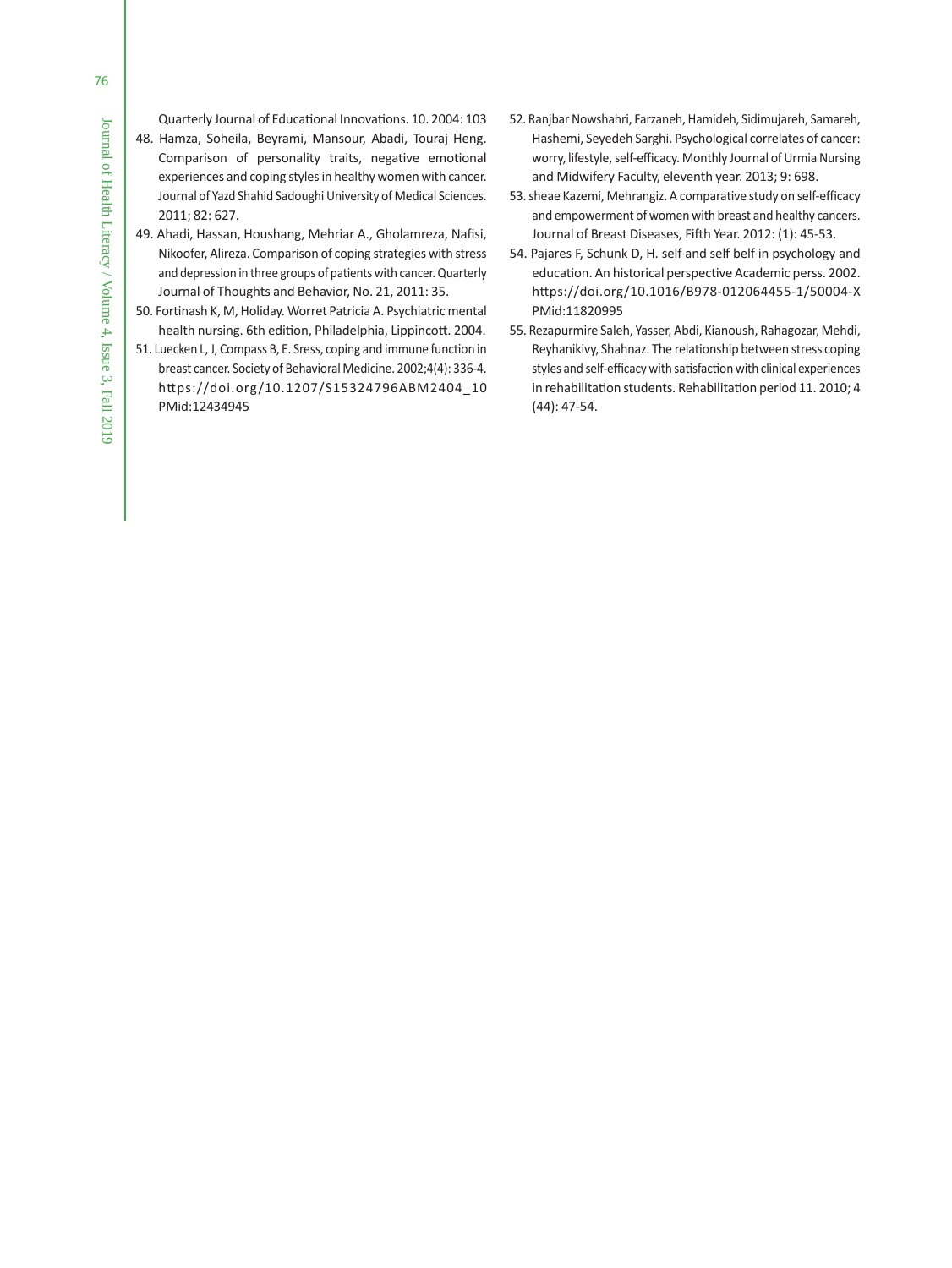Quarterly Journal of Educational Innovations. 10. 2004: 103

48. Hamza, Soheila, Beyrami, Mansour, Abadi, Touraj Heng. Comparison of personality traits, negative emotional experiences and coping styles in healthy women with cancer. Journal of Yazd Shahid Sadoughi University of Medical Sciences. 2011; 82: 627.
49. Ahadi, Hassan, Houshang, Mehriar A., Gholamreza, Nafisi, Nikoofer, Alireza. Comparison of coping strategies with stress and depression in three groups of patients with cancer. Quarterly Journal of Thoughts and Behavior, No. 21, 2011: 35.
50. Fortinash K, M, Holiday. Worret Patricia A. Psychiatric mental health nursing. 6th edition, Philadelphia, Lippincott. 2004.
51. Luecken L, J, Compass B, E. Sress, coping and immune function in breast cancer. Society of Behavioral Medicine. 2002;4(4): 336-4. https://doi.org/10.1207/S15324796ABM2404_10 PMid:12434945
52. Ranjbar Nowshahri, Farzaneh, Hamideh, Sidimujareh, Samareh, Hashemi, Seyedeh Sarghi. Psychological correlates of cancer: worry, lifestyle, self-efficacy. Monthly Journal of Urmia Nursing and Midwifery Faculty, eleventh year. 2013; 9: 698.
53. sheae Kazemi, Mehrangiz. A comparative study on self-efficacy and empowerment of women with breast and healthy cancers. Journal of Breast Diseases, Fifth Year. 2012: (1): 45-53.
54. Pajares F, Schunk D, H. self and self belf in psychology and education. An historical perspective Academic perss. 2002. https://doi.org/10.1016/B978-012064455-1/50004-X PMid:11820995
55. Rezapurmire Saleh, Yasser, Abdi, Kianoush, Rahagozar, Mehdi, Reyhanikivy, Shahnaz. The relationship between stress coping styles and self-efficacy with satisfaction with clinical experiences in rehabilitation students. Rehabilitation period 11. 2010; 4 (44): 47-54.